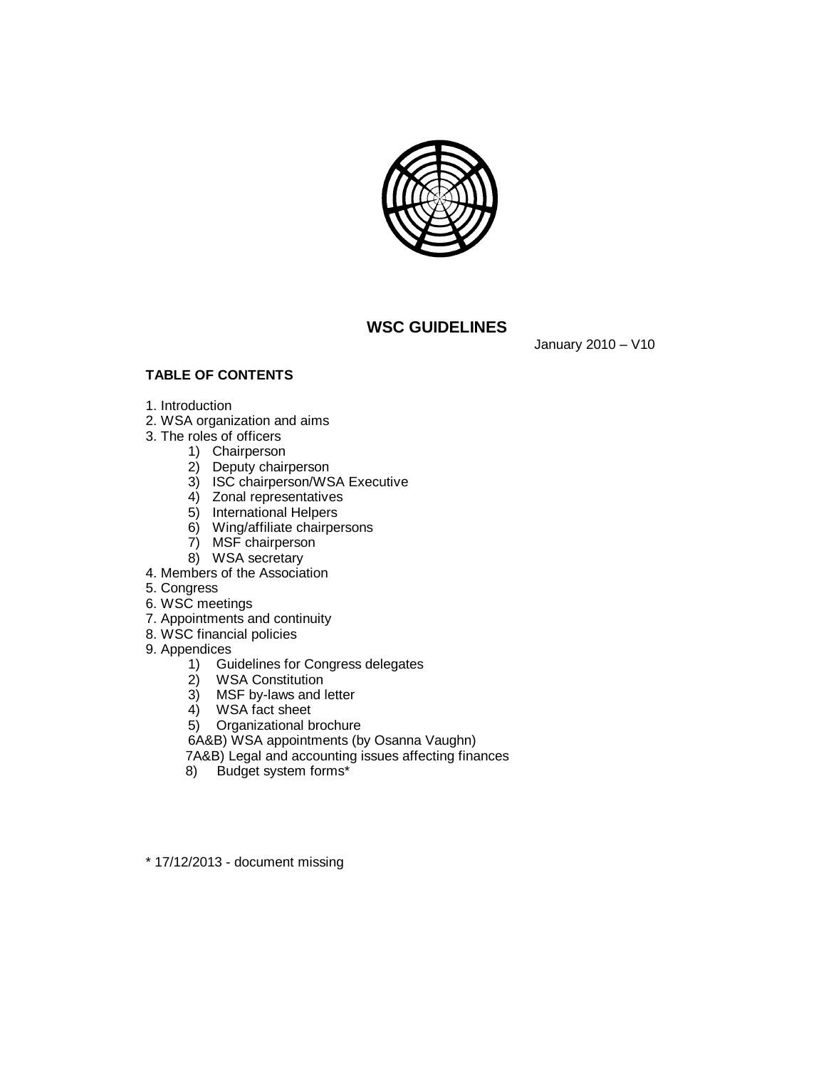# WSC GUIDELINES

January 2010 – V10

**TABLE OF CONTENTS**

1. Introduction
2. WSA organization and aims
3. The roles of officers
    1) Chairperson
    2) Deputy chairperson
    3) ISC chairperson/WSA Executive
    4) Zonal representatives
    5) International Helpers
    6) Wing/affiliate chairpersons
    7) MSF chairperson
    8) WSA secretary
4. Members of the Association
5. Congress
6. WSC meetings
7. Appointments and continuity
8. WSC financial policies
9. Appendices
    1) Guidelines for Congress delegates
    2) WSA Constitution
    3) MSF by-laws and letter
    4) WSA fact sheet
    5) Organizational brochure
    6A&B) WSA appointments (by Osanna Vaughn)
    7A&B) Legal and accounting issues affecting finances
    8) Budget system forms*

\* 17/12/2013 - document missing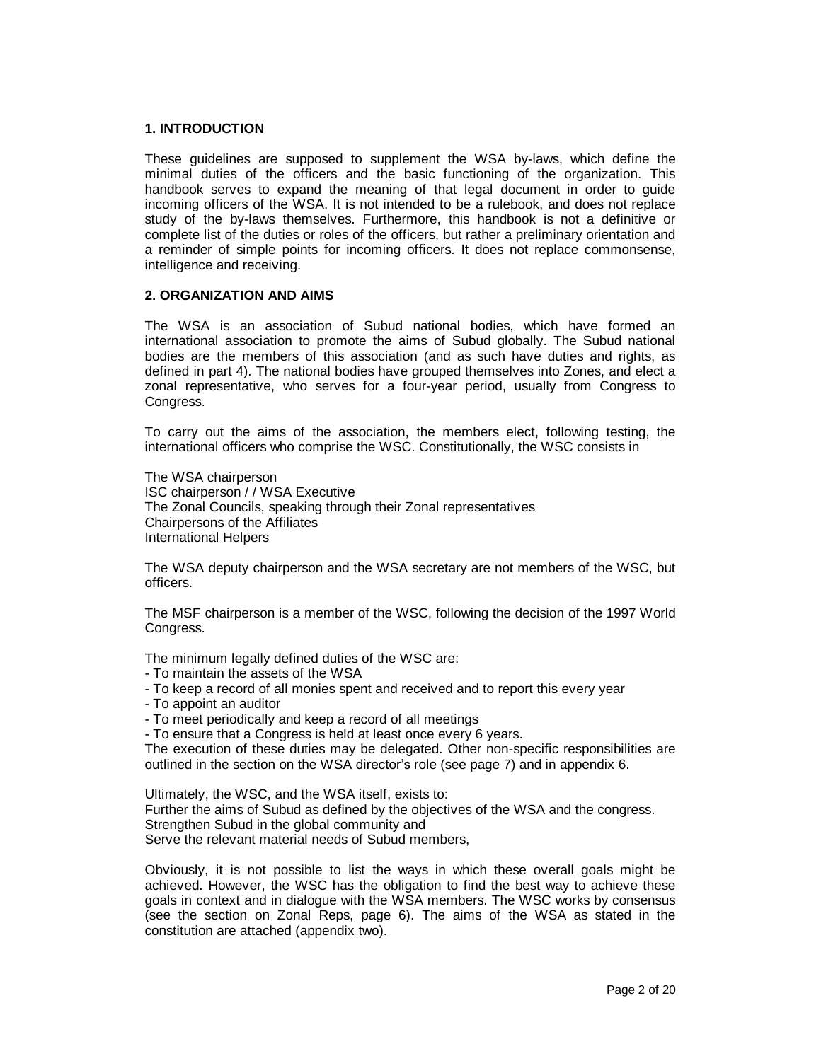## 1. INTRODUCTION

These guidelines are supposed to supplement the WSA by-laws, which define the minimal duties of the officers and the basic functioning of the organization. This handbook serves to expand the meaning of that legal document in order to guide incoming officers of the WSA. It is not intended to be a rulebook, and does not replace study of the by-laws themselves. Furthermore, this handbook is not a definitive or complete list of the duties or roles of the officers, but rather a preliminary orientation and a reminder of simple points for incoming officers. It does not replace commonsense, intelligence and receiving.

## 2. ORGANIZATION AND AIMS

The WSA is an association of Subud national bodies, which have formed an international association to promote the aims of Subud globally. The Subud national bodies are the members of this association (and as such have duties and rights, as defined in part 4). The national bodies have grouped themselves into Zones, and elect a zonal representative, who serves for a four-year period, usually from Congress to Congress.

To carry out the aims of the association, the members elect, following testing, the international officers who comprise the WSC. Constitutionally, the WSC consists in

The WSA chairperson
ISC chairperson / / WSA Executive
The Zonal Councils, speaking through their Zonal representatives
Chairpersons of the Affiliates
International Helpers

The WSA deputy chairperson and the WSA secretary are not members of the WSC, but officers.

The MSF chairperson is a member of the WSC, following the decision of the 1997 World Congress.

The minimum legally defined duties of the WSC are:
- To maintain the assets of the WSA
- To keep a record of all monies spent and received and to report this every year
- To appoint an auditor
- To meet periodically and keep a record of all meetings
- To ensure that a Congress is held at least once every 6 years.

The execution of these duties may be delegated. Other non-specific responsibilities are outlined in the section on the WSA director's role (see page 7) and in appendix 6.

Ultimately, the WSC, and the WSA itself, exists to:
Further the aims of Subud as defined by the objectives of the WSA and the congress.
Strengthen Subud in the global community and
Serve the relevant material needs of Subud members,

Obviously, it is not possible to list the ways in which these overall goals might be achieved. However, the WSC has the obligation to find the best way to achieve these goals in context and in dialogue with the WSA members. The WSC works by consensus (see the section on Zonal Reps, page 6). The aims of the WSA as stated in the constitution are attached (appendix two).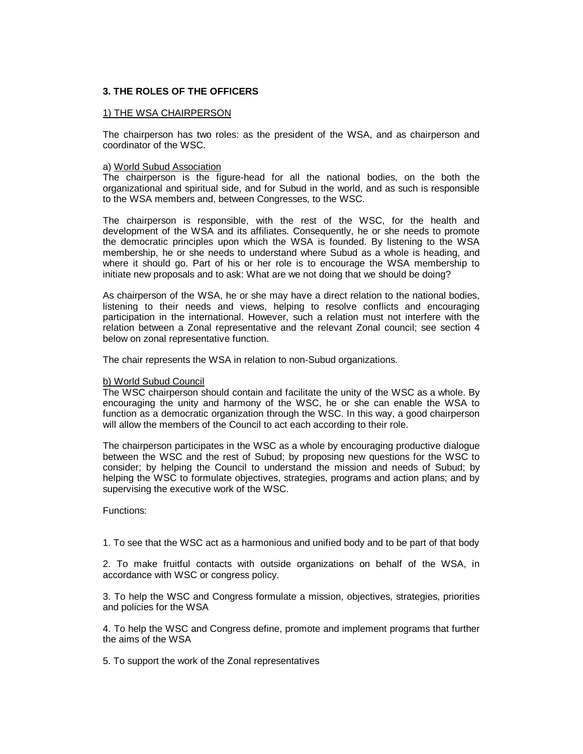## 3. THE ROLES OF THE OFFICERS

### 1) THE WSA CHAIRPERSON

The chairperson has two roles: as the president of the WSA, and as chairperson and coordinator of the WSC.

a) World Subud Association

The chairperson is the figure-head for all the national bodies, on the both the organizational and spiritual side, and for Subud in the world, and as such is responsible to the WSA members and, between Congresses, to the WSC.

The chairperson is responsible, with the rest of the WSC, for the health and development of the WSA and its affiliates. Consequently, he or she needs to promote the democratic principles upon which the WSA is founded. By listening to the WSA membership, he or she needs to understand where Subud as a whole is heading, and where it should go. Part of his or her role is to encourage the WSA membership to initiate new proposals and to ask: What are we not doing that we should be doing?

As chairperson of the WSA, he or she may have a direct relation to the national bodies, listening to their needs and views, helping to resolve conflicts and encouraging participation in the international. However, such a relation must not interfere with the relation between a Zonal representative and the relevant Zonal council; see section 4 below on zonal representative function.

The chair represents the WSA in relation to non-Subud organizations.

b) World Subud Council

The WSC chairperson should contain and facilitate the unity of the WSC as a whole. By encouraging the unity and harmony of the WSC, he or she can enable the WSA to function as a democratic organization through the WSC. In this way, a good chairperson will allow the members of the Council to act each according to their role.

The chairperson participates in the WSC as a whole by encouraging productive dialogue between the WSC and the rest of Subud; by proposing new questions for the WSC to consider; by helping the Council to understand the mission and needs of Subud; by helping the WSC to formulate objectives, strategies, programs and action plans; and by supervising the executive work of the WSC.

Functions:

1. To see that the WSC act as a harmonious and unified body and to be part of that body

2. To make fruitful contacts with outside organizations on behalf of the WSA, in accordance with WSC or congress policy.

3. To help the WSC and Congress formulate a mission, objectives, strategies, priorities and policies for the WSA

4. To help the WSC and Congress define, promote and implement programs that further the aims of the WSA

5. To support the work of the Zonal representatives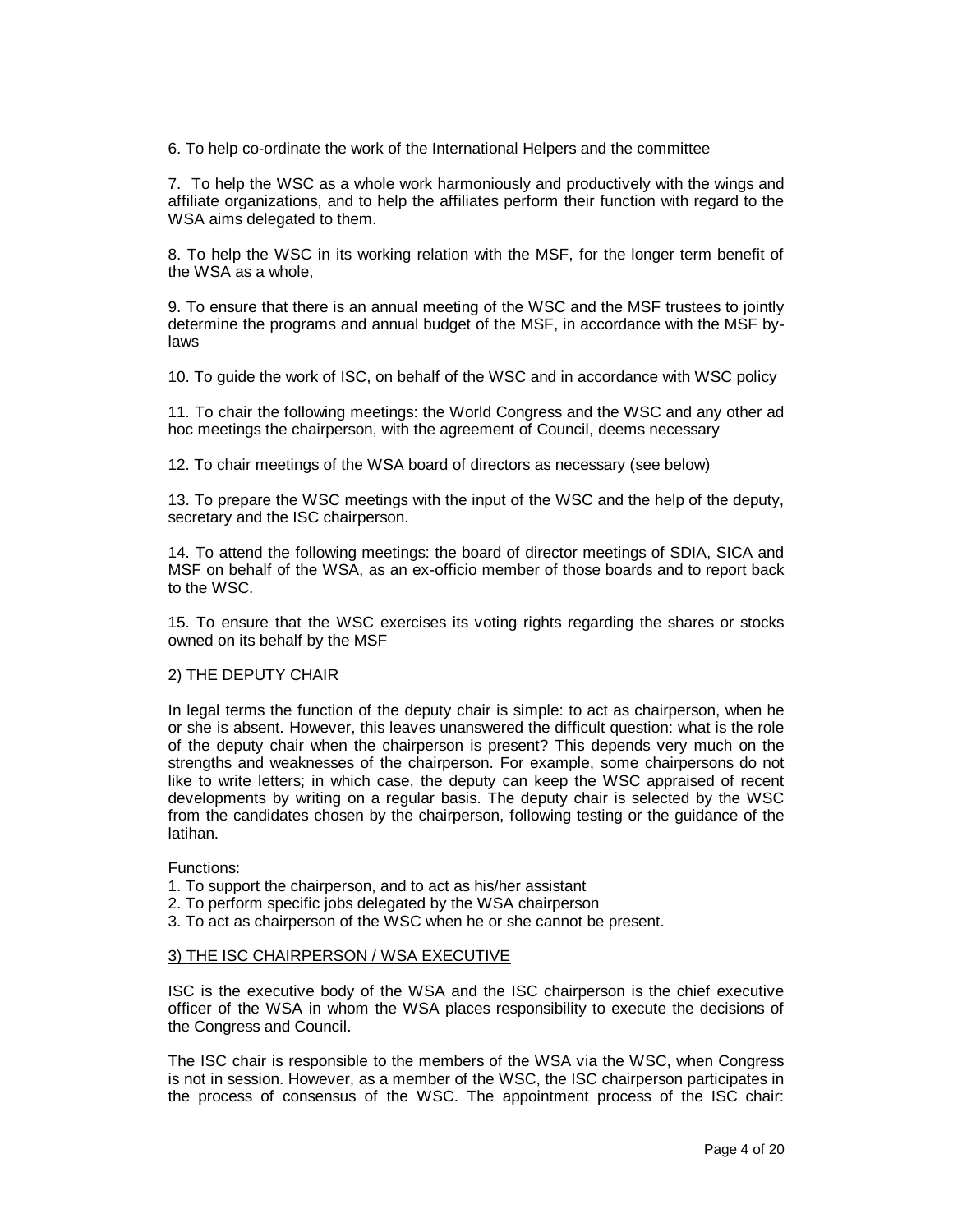6. To help co-ordinate the work of the International Helpers and the committee

7. To help the WSC as a whole work harmoniously and productively with the wings and affiliate organizations, and to help the affiliates perform their function with regard to the WSA aims delegated to them.

8. To help the WSC in its working relation with the MSF, for the longer term benefit of the WSA as a whole,

9. To ensure that there is an annual meeting of the WSC and the MSF trustees to jointly determine the programs and annual budget of the MSF, in accordance with the MSF by-laws

10. To guide the work of ISC, on behalf of the WSC and in accordance with WSC policy

11. To chair the following meetings: the World Congress and the WSC and any other ad hoc meetings the chairperson, with the agreement of Council, deems necessary

12. To chair meetings of the WSA board of directors as necessary (see below)

13. To prepare the WSC meetings with the input of the WSC and the help of the deputy, secretary and the ISC chairperson.

14. To attend the following meetings: the board of director meetings of SDIA, SICA and MSF on behalf of the WSA, as an ex-officio member of those boards and to report back to the WSC.

15. To ensure that the WSC exercises its voting rights regarding the shares or stocks owned on its behalf by the MSF

## 2) THE DEPUTY CHAIR

In legal terms the function of the deputy chair is simple: to act as chairperson, when he or she is absent. However, this leaves unanswered the difficult question: what is the role of the deputy chair when the chairperson is present? This depends very much on the strengths and weaknesses of the chairperson. For example, some chairpersons do not like to write letters; in which case, the deputy can keep the WSC appraised of recent developments by writing on a regular basis. The deputy chair is selected by the WSC from the candidates chosen by the chairperson, following testing or the guidance of the latihan.

Functions:

1. To support the chairperson, and to act as his/her assistant
2. To perform specific jobs delegated by the WSA chairperson
3. To act as chairperson of the WSC when he or she cannot be present.

## 3) THE ISC CHAIRPERSON / WSA EXECUTIVE

ISC is the executive body of the WSA and the ISC chairperson is the chief executive officer of the WSA in whom the WSA places responsibility to execute the decisions of the Congress and Council.

The ISC chair is responsible to the members of the WSA via the WSC, when Congress is not in session. However, as a member of the WSC, the ISC chairperson participates in the process of consensus of the WSC. The appointment process of the ISC chair: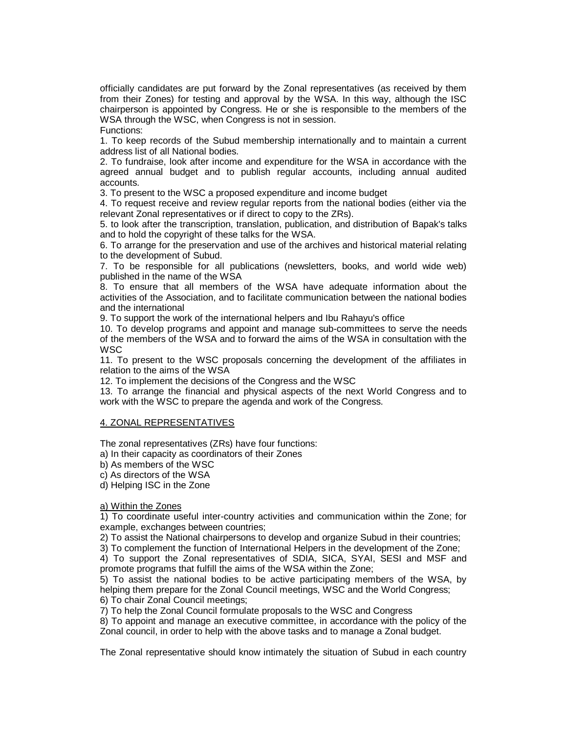officially candidates are put forward by the Zonal representatives (as received by them from their Zones) for testing and approval by the WSA. In this way, although the ISC chairperson is appointed by Congress. He or she is responsible to the members of the WSA through the WSC, when Congress is not in session.

Functions:

1. To keep records of the Subud membership internationally and to maintain a current address list of all National bodies.
2. To fundraise, look after income and expenditure for the WSA in accordance with the agreed annual budget and to publish regular accounts, including annual audited accounts.
3. To present to the WSC a proposed expenditure and income budget
4. To request receive and review regular reports from the national bodies (either via the relevant Zonal representatives or if direct to copy to the ZRs).
5. to look after the transcription, translation, publication, and distribution of Bapak's talks and to hold the copyright of these talks for the WSA.
6. To arrange for the preservation and use of the archives and historical material relating to the development of Subud.
7. To be responsible for all publications (newsletters, books, and world wide web) published in the name of the WSA
8. To ensure that all members of the WSA have adequate information about the activities of the Association, and to facilitate communication between the national bodies and the international
9. To support the work of the international helpers and Ibu Rahayu's office
10. To develop programs and appoint and manage sub-committees to serve the needs of the members of the WSA and to forward the aims of the WSA in consultation with the WSC
11. To present to the WSC proposals concerning the development of the affiliates in relation to the aims of the WSA
12. To implement the decisions of the Congress and the WSC
13. To arrange the financial and physical aspects of the next World Congress and to work with the WSC to prepare the agenda and work of the Congress.

## 4. ZONAL REPRESENTATIVES

The zonal representatives (ZRs) have four functions:

a) In their capacity as coordinators of their Zones
b) As members of the WSC
c) As directors of the WSA
d) Helping ISC in the Zone

### a) Within the Zones

1) To coordinate useful inter-country activities and communication within the Zone; for example, exchanges between countries;
2) To assist the National chairpersons to develop and organize Subud in their countries;
3) To complement the function of International Helpers in the development of the Zone;
4) To support the Zonal representatives of SDIA, SICA, SYAI, SESI and MSF and promote programs that fulfill the aims of the WSA within the Zone;
5) To assist the national bodies to be active participating members of the WSA, by helping them prepare for the Zonal Council meetings, WSC and the World Congress;
6) To chair Zonal Council meetings;
7) To help the Zonal Council formulate proposals to the WSC and Congress
8) To appoint and manage an executive committee, in accordance with the policy of the Zonal council, in order to help with the above tasks and to manage a Zonal budget.

The Zonal representative should know intimately the situation of Subud in each country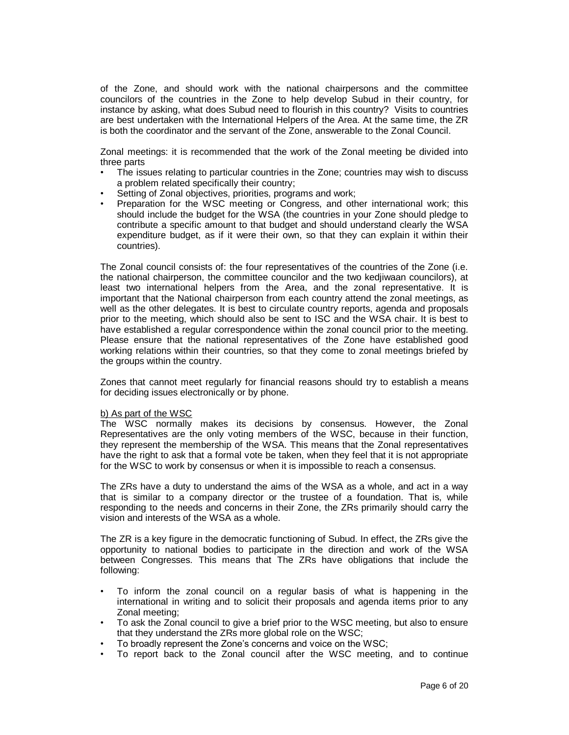of the Zone, and should work with the national chairpersons and the committee councilors of the countries in the Zone to help develop Subud in their country, for instance by asking, what does Subud need to flourish in this country? Visits to countries are best undertaken with the International Helpers of the Area. At the same time, the ZR is both the coordinator and the servant of the Zone, answerable to the Zonal Council.

Zonal meetings: it is recommended that the work of the Zonal meeting be divided into three parts

- The issues relating to particular countries in the Zone; countries may wish to discuss a problem related specifically their country;
- Setting of Zonal objectives, priorities, programs and work;
- Preparation for the WSC meeting or Congress, and other international work; this should include the budget for the WSA (the countries in your Zone should pledge to contribute a specific amount to that budget and should understand clearly the WSA expenditure budget, as if it were their own, so that they can explain it within their countries).

The Zonal council consists of: the four representatives of the countries of the Zone (i.e. the national chairperson, the committee councilor and the two kedjiwaan councilors), at least two international helpers from the Area, and the zonal representative. It is important that the National chairperson from each country attend the zonal meetings, as well as the other delegates. It is best to circulate country reports, agenda and proposals prior to the meeting, which should also be sent to ISC and the WSA chair. It is best to have established a regular correspondence within the zonal council prior to the meeting. Please ensure that the national representatives of the Zone have established good working relations within their countries, so that they come to zonal meetings briefed by the groups within the country.

Zones that cannot meet regularly for financial reasons should try to establish a means for deciding issues electronically or by phone.

b) As part of the WSC

The WSC normally makes its decisions by consensus. However, the Zonal Representatives are the only voting members of the WSC, because in their function, they represent the membership of the WSA. This means that the Zonal representatives have the right to ask that a formal vote be taken, when they feel that it is not appropriate for the WSC to work by consensus or when it is impossible to reach a consensus.

The ZRs have a duty to understand the aims of the WSA as a whole, and act in a way that is similar to a company director or the trustee of a foundation. That is, while responding to the needs and concerns in their Zone, the ZRs primarily should carry the vision and interests of the WSA as a whole.

The ZR is a key figure in the democratic functioning of Subud. In effect, the ZRs give the opportunity to national bodies to participate in the direction and work of the WSA between Congresses. This means that The ZRs have obligations that include the following:

- To inform the zonal council on a regular basis of what is happening in the international in writing and to solicit their proposals and agenda items prior to any Zonal meeting;
- To ask the Zonal council to give a brief prior to the WSC meeting, but also to ensure that they understand the ZRs more global role on the WSC;
- To broadly represent the Zone's concerns and voice on the WSC;
- To report back to the Zonal council after the WSC meeting, and to continue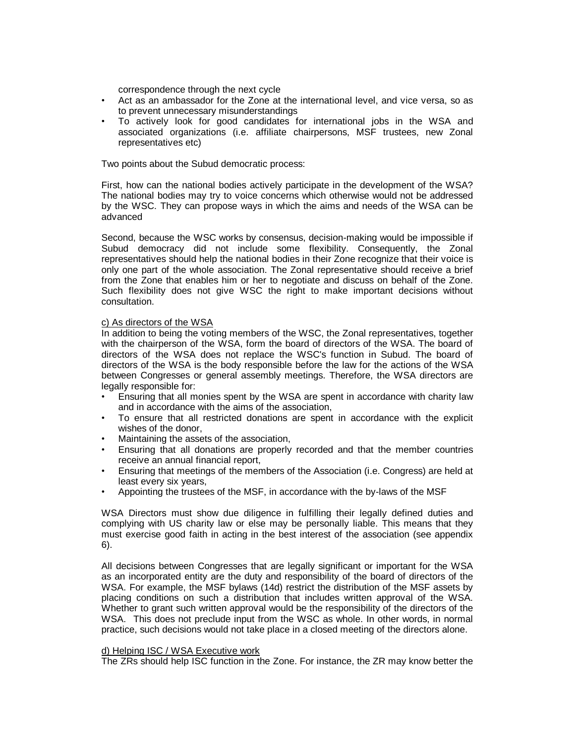correspondence through the next cycle

- Act as an ambassador for the Zone at the international level, and vice versa, so as to prevent unnecessary misunderstandings
- To actively look for good candidates for international jobs in the WSA and associated organizations (i.e. affiliate chairpersons, MSF trustees, new Zonal representatives etc)

Two points about the Subud democratic process:

First, how can the national bodies actively participate in the development of the WSA? The national bodies may try to voice concerns which otherwise would not be addressed by the WSC. They can propose ways in which the aims and needs of the WSA can be advanced

Second, because the WSC works by consensus, decision-making would be impossible if Subud democracy did not include some flexibility. Consequently, the Zonal representatives should help the national bodies in their Zone recognize that their voice is only one part of the whole association. The Zonal representative should receive a brief from the Zone that enables him or her to negotiate and discuss on behalf of the Zone. Such flexibility does not give WSC the right to make important decisions without consultation.

<u>c) As directors of the WSA</u>

In addition to being the voting members of the WSC, the Zonal representatives, together with the chairperson of the WSA, form the board of directors of the WSA. The board of directors of the WSA does not replace the WSC's function in Subud. The board of directors of the WSA is the body responsible before the law for the actions of the WSA between Congresses or general assembly meetings. Therefore, the WSA directors are legally responsible for:

- Ensuring that all monies spent by the WSA are spent in accordance with charity law and in accordance with the aims of the association,
- To ensure that all restricted donations are spent in accordance with the explicit wishes of the donor,
- Maintaining the assets of the association,
- Ensuring that all donations are properly recorded and that the member countries receive an annual financial report,
- Ensuring that meetings of the members of the Association (i.e. Congress) are held at least every six years,
- Appointing the trustees of the MSF, in accordance with the by-laws of the MSF

WSA Directors must show due diligence in fulfilling their legally defined duties and complying with US charity law or else may be personally liable. This means that they must exercise good faith in acting in the best interest of the association (see appendix 6).

All decisions between Congresses that are legally significant or important for the WSA as an incorporated entity are the duty and responsibility of the board of directors of the WSA. For example, the MSF bylaws (14d) restrict the distribution of the MSF assets by placing conditions on such a distribution that includes written approval of the WSA. Whether to grant such written approval would be the responsibility of the directors of the WSA. This does not preclude input from the WSC as whole. In other words, in normal practice, such decisions would not take place in a closed meeting of the directors alone.

<u>d) Helping ISC / WSA Executive work</u>

The ZRs should help ISC function in the Zone. For instance, the ZR may know better the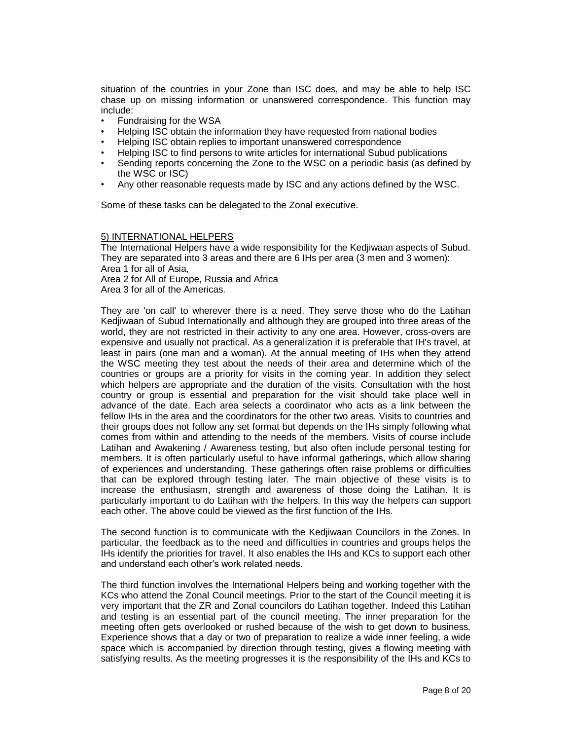situation of the countries in your Zone than ISC does, and may be able to help ISC chase up on missing information or unanswered correspondence. This function may include:

- Fundraising for the WSA
- Helping ISC obtain the information they have requested from national bodies
- Helping ISC obtain replies to important unanswered correspondence
- Helping ISC to find persons to write articles for international Subud publications
- Sending reports concerning the Zone to the WSC on a periodic basis (as defined by the WSC or ISC)
- Any other reasonable requests made by ISC and any actions defined by the WSC.

Some of these tasks can be delegated to the Zonal executive.

## 5) INTERNATIONAL HELPERS

The International Helpers have a wide responsibility for the Kedjiwaan aspects of Subud. They are separated into 3 areas and there are 6 IHs per area (3 men and 3 women):
Area 1 for all of Asia,
Area 2 for All of Europe, Russia and Africa
Area 3 for all of the Americas.

They are 'on call' to wherever there is a need. They serve those who do the Latihan Kedjiwaan of Subud Internationally and although they are grouped into three areas of the world, they are not restricted in their activity to any one area. However, cross-overs are expensive and usually not practical. As a generalization it is preferable that IH's travel, at least in pairs (one man and a woman). At the annual meeting of IHs when they attend the WSC meeting they test about the needs of their area and determine which of the countries or groups are a priority for visits in the coming year. In addition they select which helpers are appropriate and the duration of the visits. Consultation with the host country or group is essential and preparation for the visit should take place well in advance of the date. Each area selects a coordinator who acts as a link between the fellow IHs in the area and the coordinators for the other two areas. Visits to countries and their groups does not follow any set format but depends on the IHs simply following what comes from within and attending to the needs of the members. Visits of course include Latihan and Awakening / Awareness testing, but also often include personal testing for members. It is often particularly useful to have informal gatherings, which allow sharing of experiences and understanding. These gatherings often raise problems or difficulties that can be explored through testing later. The main objective of these visits is to increase the enthusiasm, strength and awareness of those doing the Latihan. It is particularly important to do Latihan with the helpers. In this way the helpers can support each other. The above could be viewed as the first function of the IHs.

The second function is to communicate with the Kedjiwaan Councilors in the Zones. In particular, the feedback as to the need and difficulties in countries and groups helps the IHs identify the priorities for travel. It also enables the IHs and KCs to support each other and understand each other's work related needs.

The third function involves the International Helpers being and working together with the KCs who attend the Zonal Council meetings. Prior to the start of the Council meeting it is very important that the ZR and Zonal councilors do Latihan together. Indeed this Latihan and testing is an essential part of the council meeting. The inner preparation for the meeting often gets overlooked or rushed because of the wish to get down to business. Experience shows that a day or two of preparation to realize a wide inner feeling, a wide space which is accompanied by direction through testing, gives a flowing meeting with satisfying results. As the meeting progresses it is the responsibility of the IHs and KCs to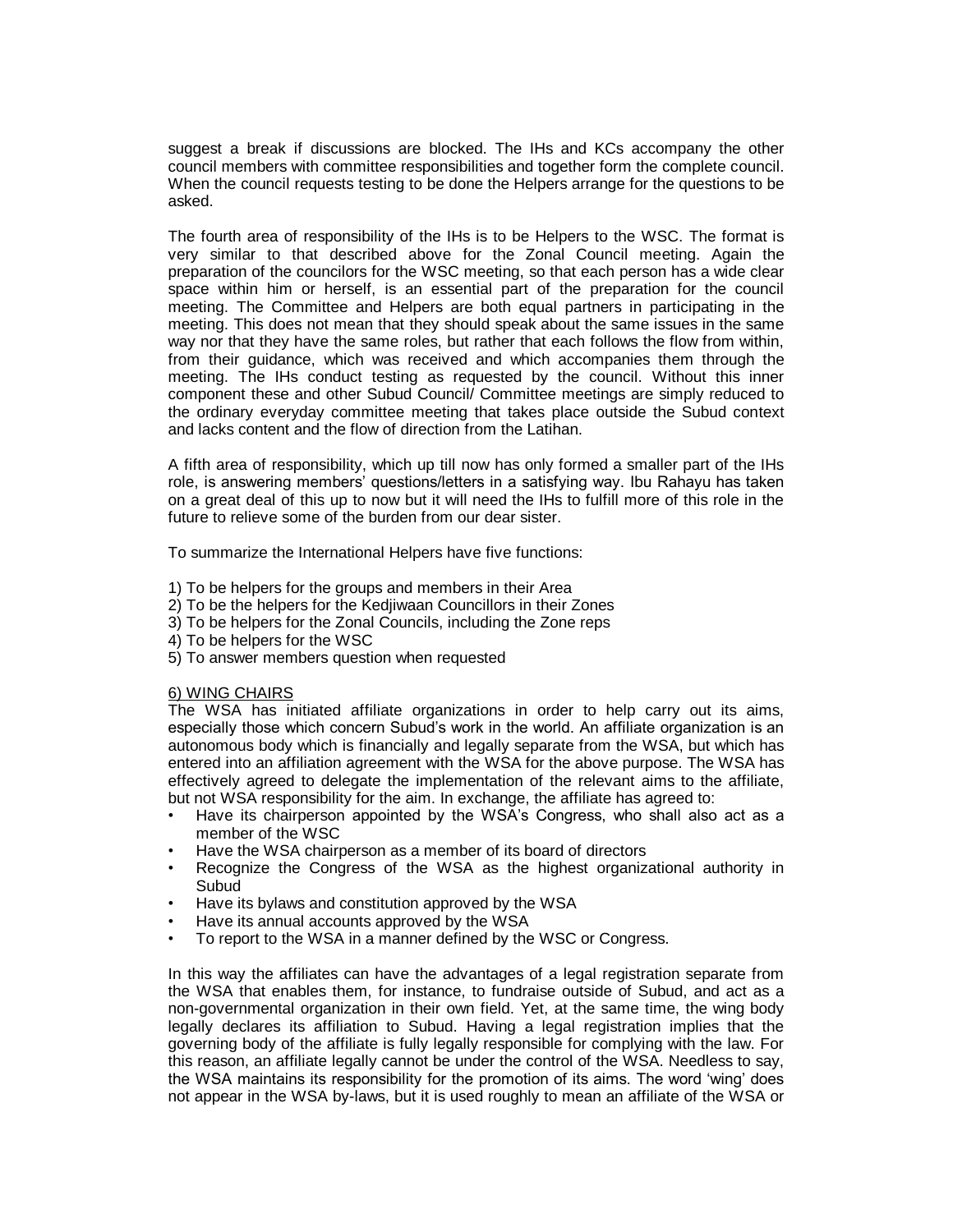suggest a break if discussions are blocked. The IHs and KCs accompany the other council members with committee responsibilities and together form the complete council. When the council requests testing to be done the Helpers arrange for the questions to be asked.

The fourth area of responsibility of the IHs is to be Helpers to the WSC. The format is very similar to that described above for the Zonal Council meeting. Again the preparation of the councilors for the WSC meeting, so that each person has a wide clear space within him or herself, is an essential part of the preparation for the council meeting. The Committee and Helpers are both equal partners in participating in the meeting. This does not mean that they should speak about the same issues in the same way nor that they have the same roles, but rather that each follows the flow from within, from their guidance, which was received and which accompanies them through the meeting. The IHs conduct testing as requested by the council. Without this inner component these and other Subud Council/ Committee meetings are simply reduced to the ordinary everyday committee meeting that takes place outside the Subud context and lacks content and the flow of direction from the Latihan.

A fifth area of responsibility, which up till now has only formed a smaller part of the IHs role, is answering members' questions/letters in a satisfying way. Ibu Rahayu has taken on a great deal of this up to now but it will need the IHs to fulfill more of this role in the future to relieve some of the burden from our dear sister.

To summarize the International Helpers have five functions:

1) To be helpers for the groups and members in their Area
2) To be the helpers for the Kedjiwaan Councillors in their Zones
3) To be helpers for the Zonal Councils, including the Zone reps
4) To be helpers for the WSC
5) To answer members question when requested

6) WING CHAIRS

The WSA has initiated affiliate organizations in order to help carry out its aims, especially those which concern Subud's work in the world. An affiliate organization is an autonomous body which is financially and legally separate from the WSA, but which has entered into an affiliation agreement with the WSA for the above purpose. The WSA has effectively agreed to delegate the implementation of the relevant aims to the affiliate, but not WSA responsibility for the aim. In exchange, the affiliate has agreed to:

- Have its chairperson appointed by the WSA's Congress, who shall also act as a member of the WSC
- Have the WSA chairperson as a member of its board of directors
- Recognize the Congress of the WSA as the highest organizational authority in Subud
- Have its bylaws and constitution approved by the WSA
- Have its annual accounts approved by the WSA
- To report to the WSA in a manner defined by the WSC or Congress.

In this way the affiliates can have the advantages of a legal registration separate from the WSA that enables them, for instance, to fundraise outside of Subud, and act as a non-governmental organization in their own field. Yet, at the same time, the wing body legally declares its affiliation to Subud. Having a legal registration implies that the governing body of the affiliate is fully legally responsible for complying with the law. For this reason, an affiliate legally cannot be under the control of the WSA. Needless to say, the WSA maintains its responsibility for the promotion of its aims. The word 'wing' does not appear in the WSA by-laws, but it is used roughly to mean an affiliate of the WSA or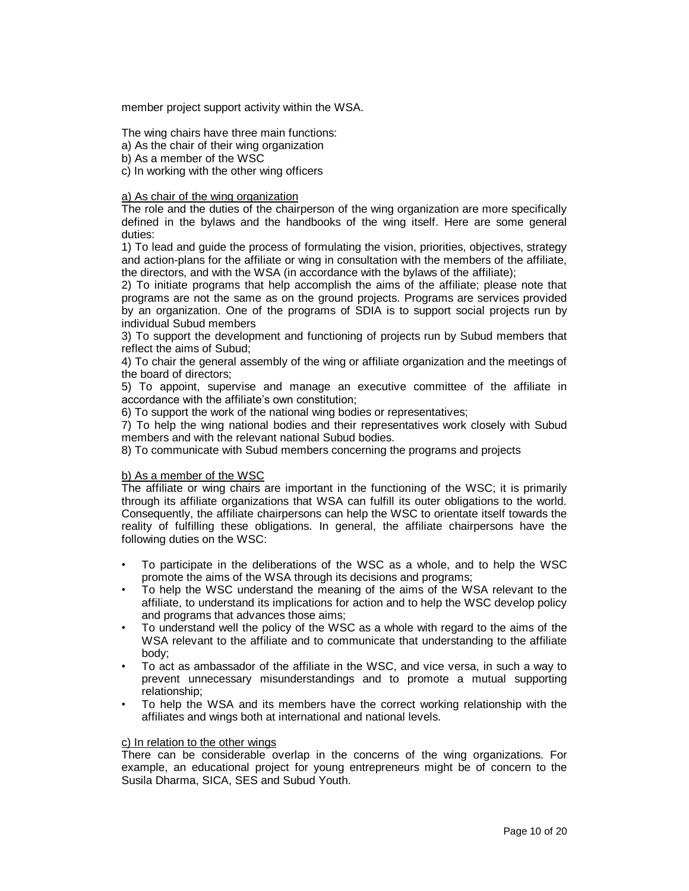member project support activity within the WSA.

The wing chairs have three main functions:
a) As the chair of their wing organization
b) As a member of the WSC
c) In working with the other wing officers

<u>a) As chair of the wing organization</u>

The role and the duties of the chairperson of the wing organization are more specifically defined in the bylaws and the handbooks of the wing itself. Here are some general duties:

1) To lead and guide the process of formulating the vision, priorities, objectives, strategy and action-plans for the affiliate or wing in consultation with the members of the affiliate, the directors, and with the WSA (in accordance with the bylaws of the affiliate);
2) To initiate programs that help accomplish the aims of the affiliate; please note that programs are not the same as on the ground projects. Programs are services provided by an organization. One of the programs of SDIA is to support social projects run by individual Subud members
3) To support the development and functioning of projects run by Subud members that reflect the aims of Subud;
4) To chair the general assembly of the wing or affiliate organization and the meetings of the board of directors;
5) To appoint, supervise and manage an executive committee of the affiliate in accordance with the affiliate's own constitution;
6) To support the work of the national wing bodies or representatives;
7) To help the wing national bodies and their representatives work closely with Subud members and with the relevant national Subud bodies.
8) To communicate with Subud members concerning the programs and projects

<u>b) As a member of the WSC</u>

The affiliate or wing chairs are important in the functioning of the WSC; it is primarily through its affiliate organizations that WSA can fulfill its outer obligations to the world. Consequently, the affiliate chairpersons can help the WSC to orientate itself towards the reality of fulfilling these obligations. In general, the affiliate chairpersons have the following duties on the WSC:

- To participate in the deliberations of the WSC as a whole, and to help the WSC promote the aims of the WSA through its decisions and programs;
- To help the WSC understand the meaning of the aims of the WSA relevant to the affiliate, to understand its implications for action and to help the WSC develop policy and programs that advances those aims;
- To understand well the policy of the WSC as a whole with regard to the aims of the WSA relevant to the affiliate and to communicate that understanding to the affiliate body;
- To act as ambassador of the affiliate in the WSC, and vice versa, in such a way to prevent unnecessary misunderstandings and to promote a mutual supporting relationship;
- To help the WSA and its members have the correct working relationship with the affiliates and wings both at international and national levels.

<u>c) In relation to the other wings</u>

There can be considerable overlap in the concerns of the wing organizations. For example, an educational project for young entrepreneurs might be of concern to the Susila Dharma, SICA, SES and Subud Youth.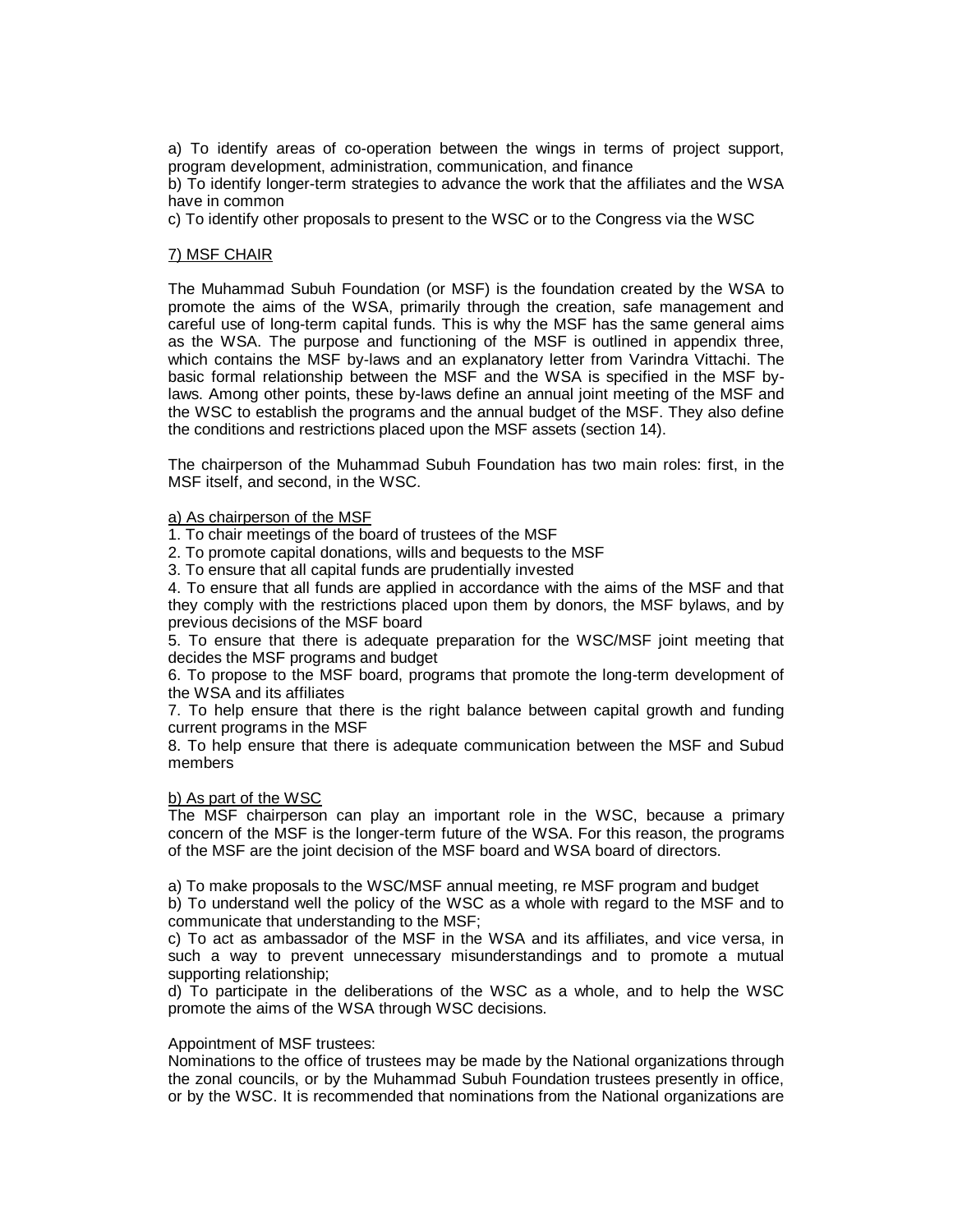a) To identify areas of co-operation between the wings in terms of project support, program development, administration, communication, and finance

b) To identify longer-term strategies to advance the work that the affiliates and the WSA have in common

c) To identify other proposals to present to the WSC or to the Congress via the WSC

## 7) MSF CHAIR

The Muhammad Subuh Foundation (or MSF) is the foundation created by the WSA to promote the aims of the WSA, primarily through the creation, safe management and careful use of long-term capital funds. This is why the MSF has the same general aims as the WSA. The purpose and functioning of the MSF is outlined in appendix three, which contains the MSF by-laws and an explanatory letter from Varindra Vittachi. The basic formal relationship between the MSF and the WSA is specified in the MSF by-laws. Among other points, these by-laws define an annual joint meeting of the MSF and the WSC to establish the programs and the annual budget of the MSF. They also define the conditions and restrictions placed upon the MSF assets (section 14).

The chairperson of the Muhammad Subuh Foundation has two main roles: first, in the MSF itself, and second, in the WSC.

### a) As chairperson of the MSF

1. To chair meetings of the board of trustees of the MSF
2. To promote capital donations, wills and bequests to the MSF
3. To ensure that all capital funds are prudentially invested
4. To ensure that all funds are applied in accordance with the aims of the MSF and that they comply with the restrictions placed upon them by donors, the MSF bylaws, and by previous decisions of the MSF board
5. To ensure that there is adequate preparation for the WSC/MSF joint meeting that decides the MSF programs and budget
6. To propose to the MSF board, programs that promote the long-term development of the WSA and its affiliates
7. To help ensure that there is the right balance between capital growth and funding current programs in the MSF
8. To help ensure that there is adequate communication between the MSF and Subud members

### b) As part of the WSC

The MSF chairperson can play an important role in the WSC, because a primary concern of the MSF is the longer-term future of the WSA. For this reason, the programs of the MSF are the joint decision of the MSF board and WSA board of directors.

a) To make proposals to the WSC/MSF annual meeting, re MSF program and budget

b) To understand well the policy of the WSC as a whole with regard to the MSF and to communicate that understanding to the MSF;

c) To act as ambassador of the MSF in the WSA and its affiliates, and vice versa, in such a way to prevent unnecessary misunderstandings and to promote a mutual supporting relationship;

d) To participate in the deliberations of the WSC as a whole, and to help the WSC promote the aims of the WSA through WSC decisions.

Appointment of MSF trustees:

Nominations to the office of trustees may be made by the National organizations through the zonal councils, or by the Muhammad Subuh Foundation trustees presently in office, or by the WSC. It is recommended that nominations from the National organizations are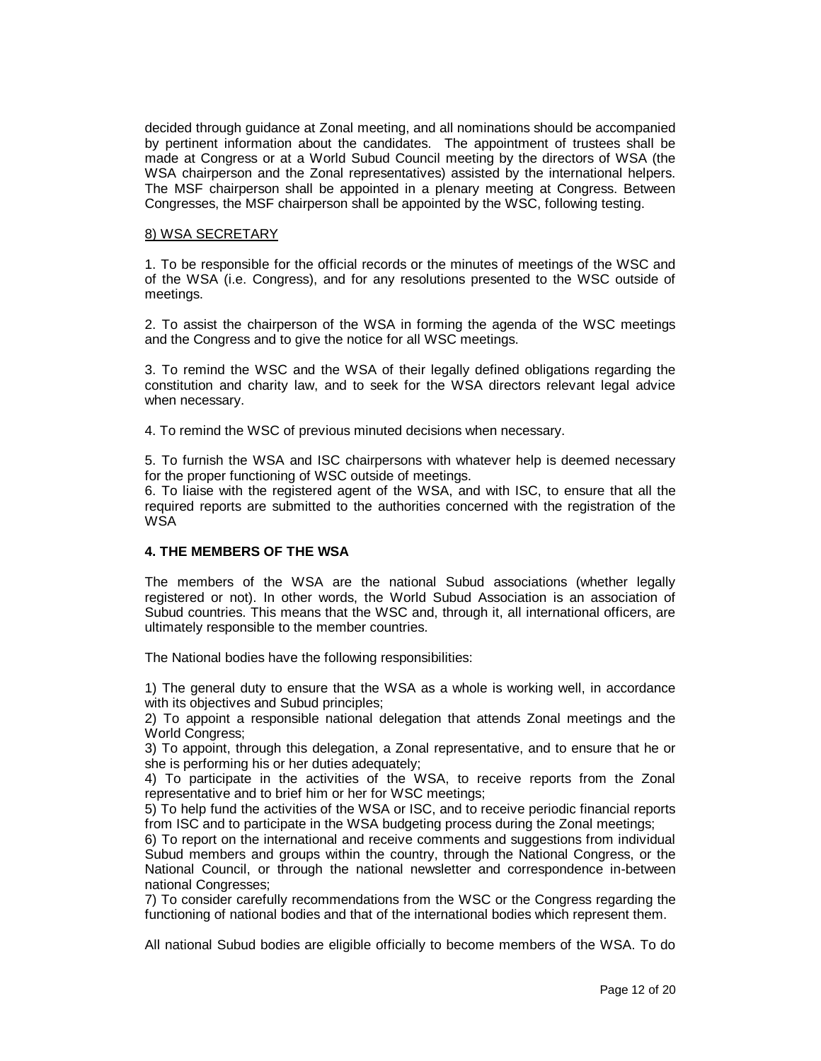decided through guidance at Zonal meeting, and all nominations should be accompanied by pertinent information about the candidates. The appointment of trustees shall be made at Congress or at a World Subud Council meeting by the directors of WSA (the WSA chairperson and the Zonal representatives) assisted by the international helpers. The MSF chairperson shall be appointed in a plenary meeting at Congress. Between Congresses, the MSF chairperson shall be appointed by the WSC, following testing.

8) WSA SECRETARY

1. To be responsible for the official records or the minutes of meetings of the WSC and of the WSA (i.e. Congress), and for any resolutions presented to the WSC outside of meetings.

2. To assist the chairperson of the WSA in forming the agenda of the WSC meetings and the Congress and to give the notice for all WSC meetings.

3. To remind the WSC and the WSA of their legally defined obligations regarding the constitution and charity law, and to seek for the WSA directors relevant legal advice when necessary.

4. To remind the WSC of previous minuted decisions when necessary.

5. To furnish the WSA and ISC chairpersons with whatever help is deemed necessary for the proper functioning of WSC outside of meetings.

6. To liaise with the registered agent of the WSA, and with ISC, to ensure that all the required reports are submitted to the authorities concerned with the registration of the WSA

**4. THE MEMBERS OF THE WSA**

The members of the WSA are the national Subud associations (whether legally registered or not). In other words, the World Subud Association is an association of Subud countries. This means that the WSC and, through it, all international officers, are ultimately responsible to the member countries.

The National bodies have the following responsibilities:

1) The general duty to ensure that the WSA as a whole is working well, in accordance with its objectives and Subud principles;
2) To appoint a responsible national delegation that attends Zonal meetings and the World Congress;
3) To appoint, through this delegation, a Zonal representative, and to ensure that he or she is performing his or her duties adequately;
4) To participate in the activities of the WSA, to receive reports from the Zonal representative and to brief him or her for WSC meetings;
5) To help fund the activities of the WSA or ISC, and to receive periodic financial reports from ISC and to participate in the WSA budgeting process during the Zonal meetings;
6) To report on the international and receive comments and suggestions from individual Subud members and groups within the country, through the National Congress, or the National Council, or through the national newsletter and correspondence in-between national Congresses;
7) To consider carefully recommendations from the WSC or the Congress regarding the functioning of national bodies and that of the international bodies which represent them.

All national Subud bodies are eligible officially to become members of the WSA. To do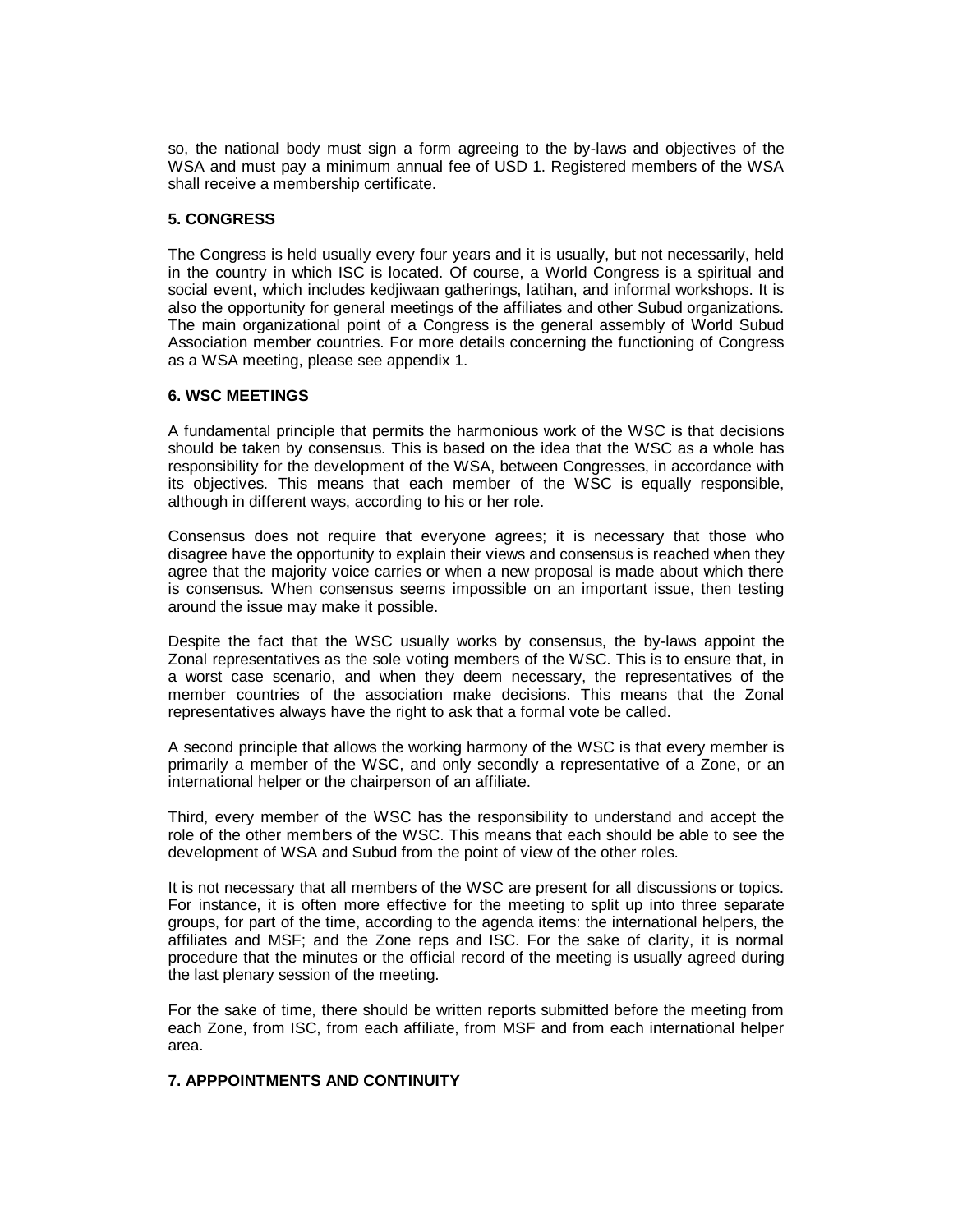so, the national body must sign a form agreeing to the by-laws and objectives of the WSA and must pay a minimum annual fee of USD 1. Registered members of the WSA shall receive a membership certificate.

### 5. CONGRESS

The Congress is held usually every four years and it is usually, but not necessarily, held in the country in which ISC is located. Of course, a World Congress is a spiritual and social event, which includes kedjiwaan gatherings, latihan, and informal workshops. It is also the opportunity for general meetings of the affiliates and other Subud organizations. The main organizational point of a Congress is the general assembly of World Subud Association member countries. For more details concerning the functioning of Congress as a WSA meeting, please see appendix 1.

### 6. WSC MEETINGS

A fundamental principle that permits the harmonious work of the WSC is that decisions should be taken by consensus. This is based on the idea that the WSC as a whole has responsibility for the development of the WSA, between Congresses, in accordance with its objectives. This means that each member of the WSC is equally responsible, although in different ways, according to his or her role.

Consensus does not require that everyone agrees; it is necessary that those who disagree have the opportunity to explain their views and consensus is reached when they agree that the majority voice carries or when a new proposal is made about which there is consensus. When consensus seems impossible on an important issue, then testing around the issue may make it possible.

Despite the fact that the WSC usually works by consensus, the by-laws appoint the Zonal representatives as the sole voting members of the WSC. This is to ensure that, in a worst case scenario, and when they deem necessary, the representatives of the member countries of the association make decisions. This means that the Zonal representatives always have the right to ask that a formal vote be called.

A second principle that allows the working harmony of the WSC is that every member is primarily a member of the WSC, and only secondly a representative of a Zone, or an international helper or the chairperson of an affiliate.

Third, every member of the WSC has the responsibility to understand and accept the role of the other members of the WSC. This means that each should be able to see the development of WSA and Subud from the point of view of the other roles.

It is not necessary that all members of the WSC are present for all discussions or topics. For instance, it is often more effective for the meeting to split up into three separate groups, for part of the time, according to the agenda items: the international helpers, the affiliates and MSF; and the Zone reps and ISC. For the sake of clarity, it is normal procedure that the minutes or the official record of the meeting is usually agreed during the last plenary session of the meeting.

For the sake of time, there should be written reports submitted before the meeting from each Zone, from ISC, from each affiliate, from MSF and from each international helper area.

### 7. APPPOINTMENTS AND CONTINUITY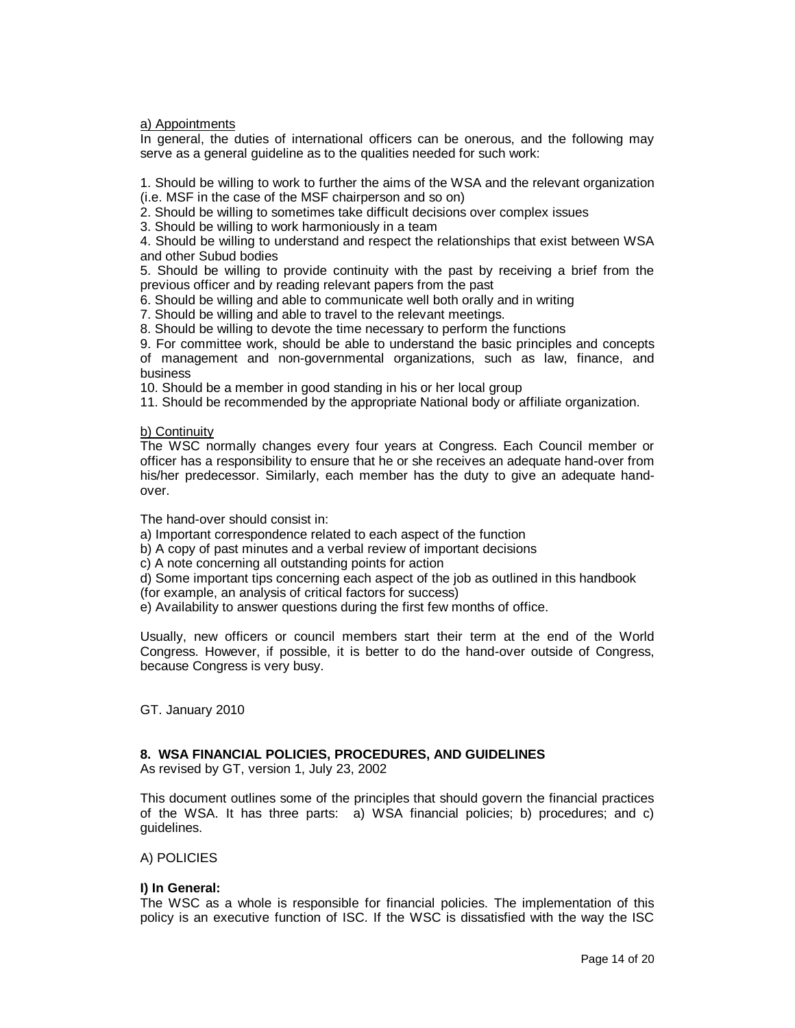a) Appointments

In general, the duties of international officers can be onerous, and the following may serve as a general guideline as to the qualities needed for such work:

1. Should be willing to work to further the aims of the WSA and the relevant organization (i.e. MSF in the case of the MSF chairperson and so on)
2. Should be willing to sometimes take difficult decisions over complex issues
3. Should be willing to work harmoniously in a team
4. Should be willing to understand and respect the relationships that exist between WSA and other Subud bodies
5. Should be willing to provide continuity with the past by receiving a brief from the previous officer and by reading relevant papers from the past
6. Should be willing and able to communicate well both orally and in writing
7. Should be willing and able to travel to the relevant meetings.
8. Should be willing to devote the time necessary to perform the functions
9. For committee work, should be able to understand the basic principles and concepts of management and non-governmental organizations, such as law, finance, and business
10. Should be a member in good standing in his or her local group
11. Should be recommended by the appropriate National body or affiliate organization.

b) Continuity

The WSC normally changes every four years at Congress. Each Council member or officer has a responsibility to ensure that he or she receives an adequate hand-over from his/her predecessor. Similarly, each member has the duty to give an adequate hand-over.

The hand-over should consist in:

a) Important correspondence related to each aspect of the function
b) A copy of past minutes and a verbal review of important decisions
c) A note concerning all outstanding points for action
d) Some important tips concerning each aspect of the job as outlined in this handbook (for example, an analysis of critical factors for success)
e) Availability to answer questions during the first few months of office.

Usually, new officers or council members start their term at the end of the World Congress. However, if possible, it is better to do the hand-over outside of Congress, because Congress is very busy.

GT. January 2010

## 8. WSA FINANCIAL POLICIES, PROCEDURES, AND GUIDELINES

As revised by GT, version 1, July 23, 2002

This document outlines some of the principles that should govern the financial practices of the WSA. It has three parts: a) WSA financial policies; b) procedures; and c) guidelines.

A) POLICIES

**I) In General:**

The WSC as a whole is responsible for financial policies. The implementation of this policy is an executive function of ISC. If the WSC is dissatisfied with the way the ISC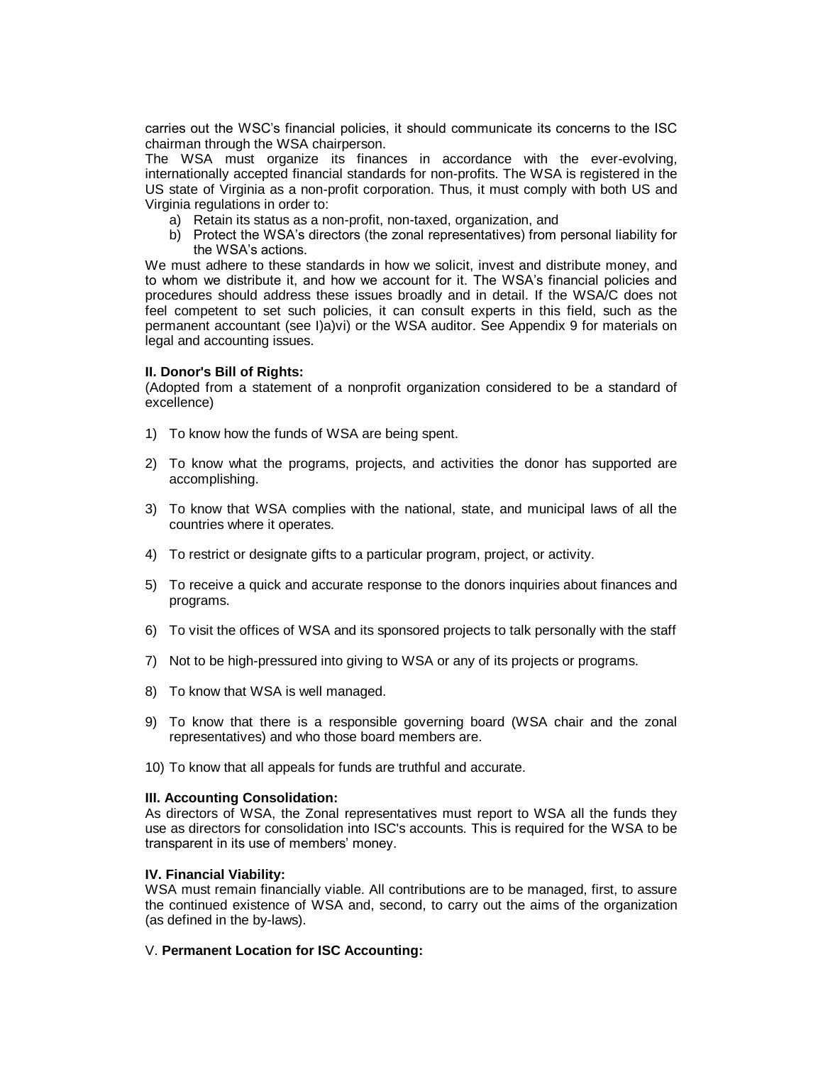carries out the WSC's financial policies, it should communicate its concerns to the ISC chairman through the WSA chairperson.

The WSA must organize its finances in accordance with the ever-evolving, internationally accepted financial standards for non-profits. The WSA is registered in the US state of Virginia as a non-profit corporation. Thus, it must comply with both US and Virginia regulations in order to:

a) Retain its status as a non-profit, non-taxed, organization, and
b) Protect the WSA's directors (the zonal representatives) from personal liability for the WSA's actions.

We must adhere to these standards in how we solicit, invest and distribute money, and to whom we distribute it, and how we account for it. The WSA's financial policies and procedures should address these issues broadly and in detail. If the WSA/C does not feel competent to set such policies, it can consult experts in this field, such as the permanent accountant (see I)a)vi) or the WSA auditor. See Appendix 9 for materials on legal and accounting issues.

**II. Donor's Bill of Rights:**

(Adopted from a statement of a nonprofit organization considered to be a standard of excellence)

1) To know how the funds of WSA are being spent.

2) To know what the programs, projects, and activities the donor has supported are accomplishing.

3) To know that WSA complies with the national, state, and municipal laws of all the countries where it operates.

4) To restrict or designate gifts to a particular program, project, or activity.

5) To receive a quick and accurate response to the donors inquiries about finances and programs.

6) To visit the offices of WSA and its sponsored projects to talk personally with the staff

7) Not to be high-pressured into giving to WSA or any of its projects or programs.

8) To know that WSA is well managed.

9) To know that there is a responsible governing board (WSA chair and the zonal representatives) and who those board members are.

10) To know that all appeals for funds are truthful and accurate.

**III. Accounting Consolidation:**

As directors of WSA, the Zonal representatives must report to WSA all the funds they use as directors for consolidation into ISC's accounts. This is required for the WSA to be transparent in its use of members' money.

**IV. Financial Viability:**

WSA must remain financially viable. All contributions are to be managed, first, to assure the continued existence of WSA and, second, to carry out the aims of the organization (as defined in the by-laws).

V. **Permanent Location for ISC Accounting:**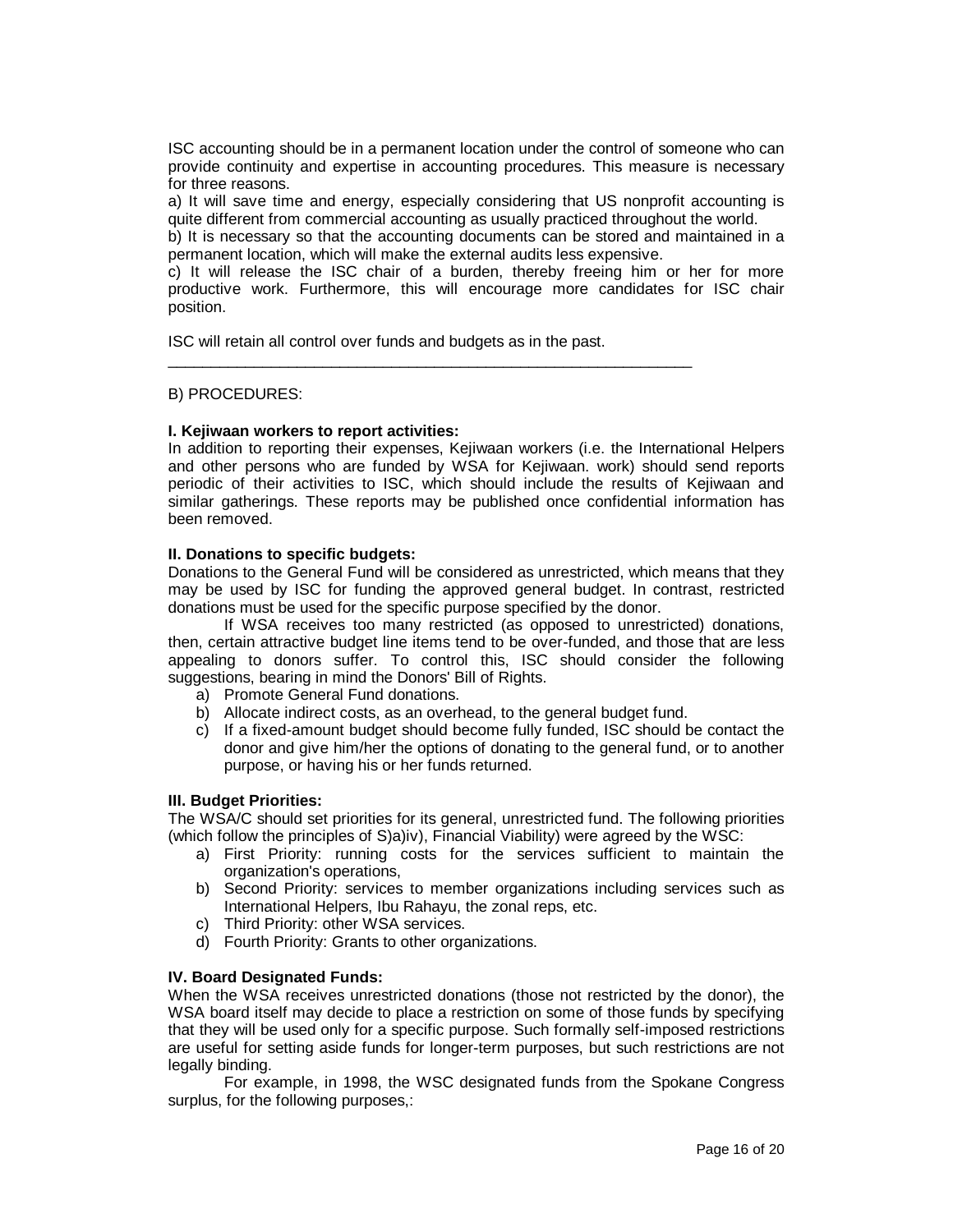ISC accounting should be in a permanent location under the control of someone who can provide continuity and expertise in accounting procedures. This measure is necessary for three reasons.

a) It will save time and energy, especially considering that US nonprofit accounting is quite different from commercial accounting as usually practiced throughout the world.

b) It is necessary so that the accounting documents can be stored and maintained in a permanent location, which will make the external audits less expensive.

c) It will release the ISC chair of a burden, thereby freeing him or her for more productive work. Furthermore, this will encourage more candidates for ISC chair position.

ISC will retain all control over funds and budgets as in the past.

---

B) PROCEDURES:

**I. Kejiwaan workers to report activities:**

In addition to reporting their expenses, Kejiwaan workers (i.e. the International Helpers and other persons who are funded by WSA for Kejiwaan. work) should send reports periodic of their activities to ISC, which should include the results of Kejiwaan and similar gatherings. These reports may be published once confidential information has been removed.

**II. Donations to specific budgets:**

Donations to the General Fund will be considered as unrestricted, which means that they may be used by ISC for funding the approved general budget. In contrast, restricted donations must be used for the specific purpose specified by the donor.

If WSA receives too many restricted (as opposed to unrestricted) donations, then, certain attractive budget line items tend to be over-funded, and those that are less appealing to donors suffer. To control this, ISC should consider the following suggestions, bearing in mind the Donors' Bill of Rights.

a) Promote General Fund donations.
b) Allocate indirect costs, as an overhead, to the general budget fund.
c) If a fixed-amount budget should become fully funded, ISC should be contact the donor and give him/her the options of donating to the general fund, or to another purpose, or having his or her funds returned.

**III. Budget Priorities:**

The WSA/C should set priorities for its general, unrestricted fund. The following priorities (which follow the principles of S)a)iv), Financial Viability) were agreed by the WSC:

a) First Priority: running costs for the services sufficient to maintain the organization's operations,
b) Second Priority: services to member organizations including services such as International Helpers, Ibu Rahayu, the zonal reps, etc.
c) Third Priority: other WSA services.
d) Fourth Priority: Grants to other organizations.

**IV. Board Designated Funds:**

When the WSA receives unrestricted donations (those not restricted by the donor), the WSA board itself may decide to place a restriction on some of those funds by specifying that they will be used only for a specific purpose. Such formally self-imposed restrictions are useful for setting aside funds for longer-term purposes, but such restrictions are not legally binding.

For example, in 1998, the WSC designated funds from the Spokane Congress surplus, for the following purposes,: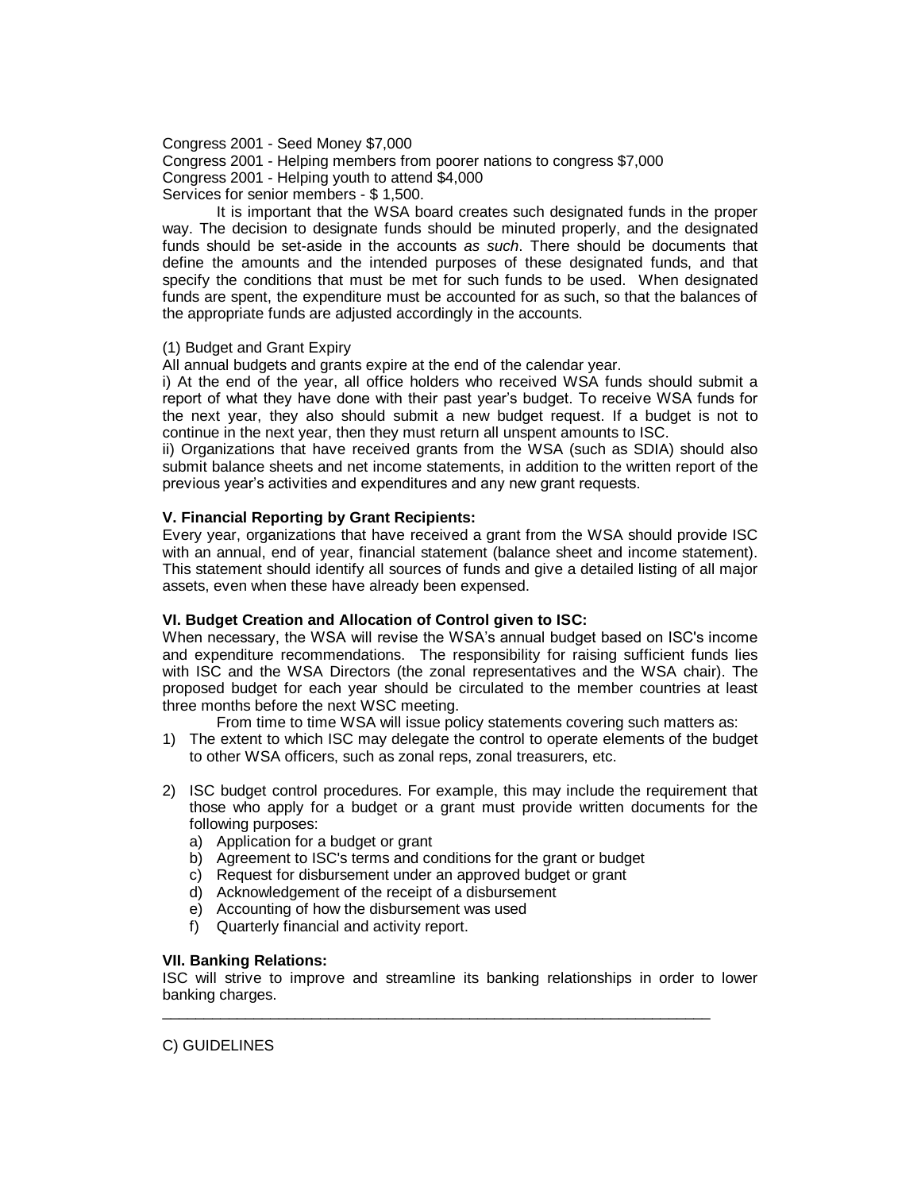Congress 2001 - Seed Money $7,000
Congress 2001 - Helping members from poorer nations to congress $7,000
Congress 2001 - Helping youth to attend $4,000
Services for senior members - $ 1,500.

It is important that the WSA board creates such designated funds in the proper way. The decision to designate funds should be minuted properly, and the designated funds should be set-aside in the accounts *as such*. There should be documents that define the amounts and the intended purposes of these designated funds, and that specify the conditions that must be met for such funds to be used. When designated funds are spent, the expenditure must be accounted for as such, so that the balances of the appropriate funds are adjusted accordingly in the accounts.

(1) Budget and Grant Expiry

All annual budgets and grants expire at the end of the calendar year.

i) At the end of the year, all office holders who received WSA funds should submit a report of what they have done with their past year's budget. To receive WSA funds for the next year, they also should submit a new budget request. If a budget is not to continue in the next year, then they must return all unspent amounts to ISC.

ii) Organizations that have received grants from the WSA (such as SDIA) should also submit balance sheets and net income statements, in addition to the written report of the previous year's activities and expenditures and any new grant requests.

**V. Financial Reporting by Grant Recipients:**

Every year, organizations that have received a grant from the WSA should provide ISC with an annual, end of year, financial statement (balance sheet and income statement). This statement should identify all sources of funds and give a detailed listing of all major assets, even when these have already been expensed.

**VI. Budget Creation and Allocation of Control given to ISC:**

When necessary, the WSA will revise the WSA's annual budget based on ISC's income and expenditure recommendations. The responsibility for raising sufficient funds lies with ISC and the WSA Directors (the zonal representatives and the WSA chair). The proposed budget for each year should be circulated to the member countries at least three months before the next WSC meeting.

From time to time WSA will issue policy statements covering such matters as:

1) The extent to which ISC may delegate the control to operate elements of the budget to other WSA officers, such as zonal reps, zonal treasurers, etc.

2) ISC budget control procedures. For example, this may include the requirement that those who apply for a budget or a grant must provide written documents for the following purposes:
   a) Application for a budget or grant
   b) Agreement to ISC's terms and conditions for the grant or budget
   c) Request for disbursement under an approved budget or grant
   d) Acknowledgement of the receipt of a disbursement
   e) Accounting of how the disbursement was used
   f) Quarterly financial and activity report.

**VII. Banking Relations:**

ISC will strive to improve and streamline its banking relationships in order to lower banking charges.

---

C) GUIDELINES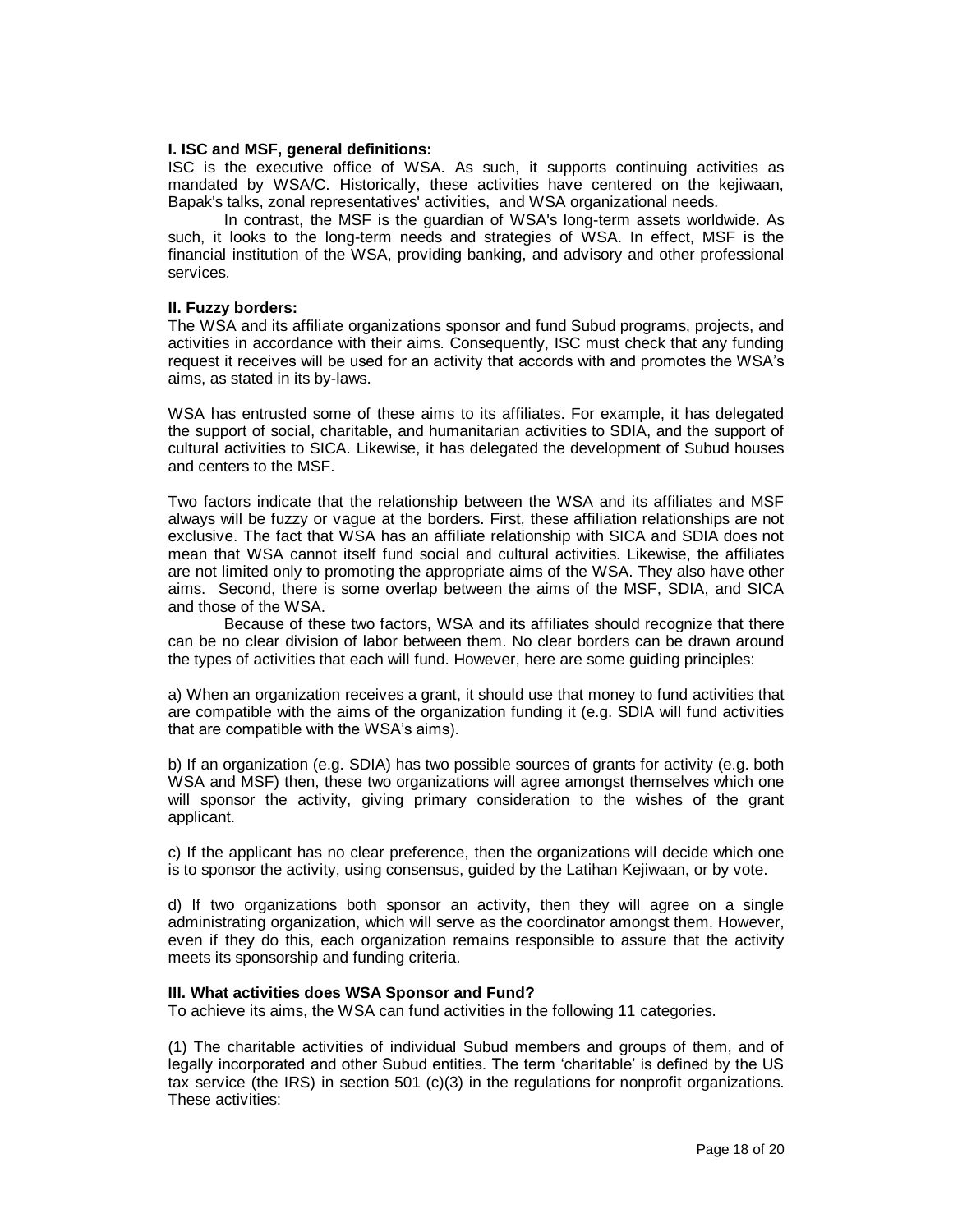**I. ISC and MSF, general definitions:**

ISC is the executive office of WSA. As such, it supports continuing activities as mandated by WSA/C. Historically, these activities have centered on the kejiwaan, Bapak's talks, zonal representatives' activities, and WSA organizational needs.

In contrast, the MSF is the guardian of WSA's long-term assets worldwide. As such, it looks to the long-term needs and strategies of WSA. In effect, MSF is the financial institution of the WSA, providing banking, and advisory and other professional services.

**II. Fuzzy borders:**

The WSA and its affiliate organizations sponsor and fund Subud programs, projects, and activities in accordance with their aims. Consequently, ISC must check that any funding request it receives will be used for an activity that accords with and promotes the WSA's aims, as stated in its by-laws.

WSA has entrusted some of these aims to its affiliates. For example, it has delegated the support of social, charitable, and humanitarian activities to SDIA, and the support of cultural activities to SICA. Likewise, it has delegated the development of Subud houses and centers to the MSF.

Two factors indicate that the relationship between the WSA and its affiliates and MSF always will be fuzzy or vague at the borders. First, these affiliation relationships are not exclusive. The fact that WSA has an affiliate relationship with SICA and SDIA does not mean that WSA cannot itself fund social and cultural activities. Likewise, the affiliates are not limited only to promoting the appropriate aims of the WSA. They also have other aims. Second, there is some overlap between the aims of the MSF, SDIA, and SICA and those of the WSA.

Because of these two factors, WSA and its affiliates should recognize that there can be no clear division of labor between them. No clear borders can be drawn around the types of activities that each will fund. However, here are some guiding principles:

a) When an organization receives a grant, it should use that money to fund activities that are compatible with the aims of the organization funding it (e.g. SDIA will fund activities that are compatible with the WSA's aims).

b) If an organization (e.g. SDIA) has two possible sources of grants for activity (e.g. both WSA and MSF) then, these two organizations will agree amongst themselves which one will sponsor the activity, giving primary consideration to the wishes of the grant applicant.

c) If the applicant has no clear preference, then the organizations will decide which one is to sponsor the activity, using consensus, guided by the Latihan Kejiwaan, or by vote.

d) If two organizations both sponsor an activity, then they will agree on a single administrating organization, which will serve as the coordinator amongst them. However, even if they do this, each organization remains responsible to assure that the activity meets its sponsorship and funding criteria.

**III. What activities does WSA Sponsor and Fund?**

To achieve its aims, the WSA can fund activities in the following 11 categories.

(1) The charitable activities of individual Subud members and groups of them, and of legally incorporated and other Subud entities. The term 'charitable' is defined by the US tax service (the IRS) in section 501 (c)(3) in the regulations for nonprofit organizations. These activities: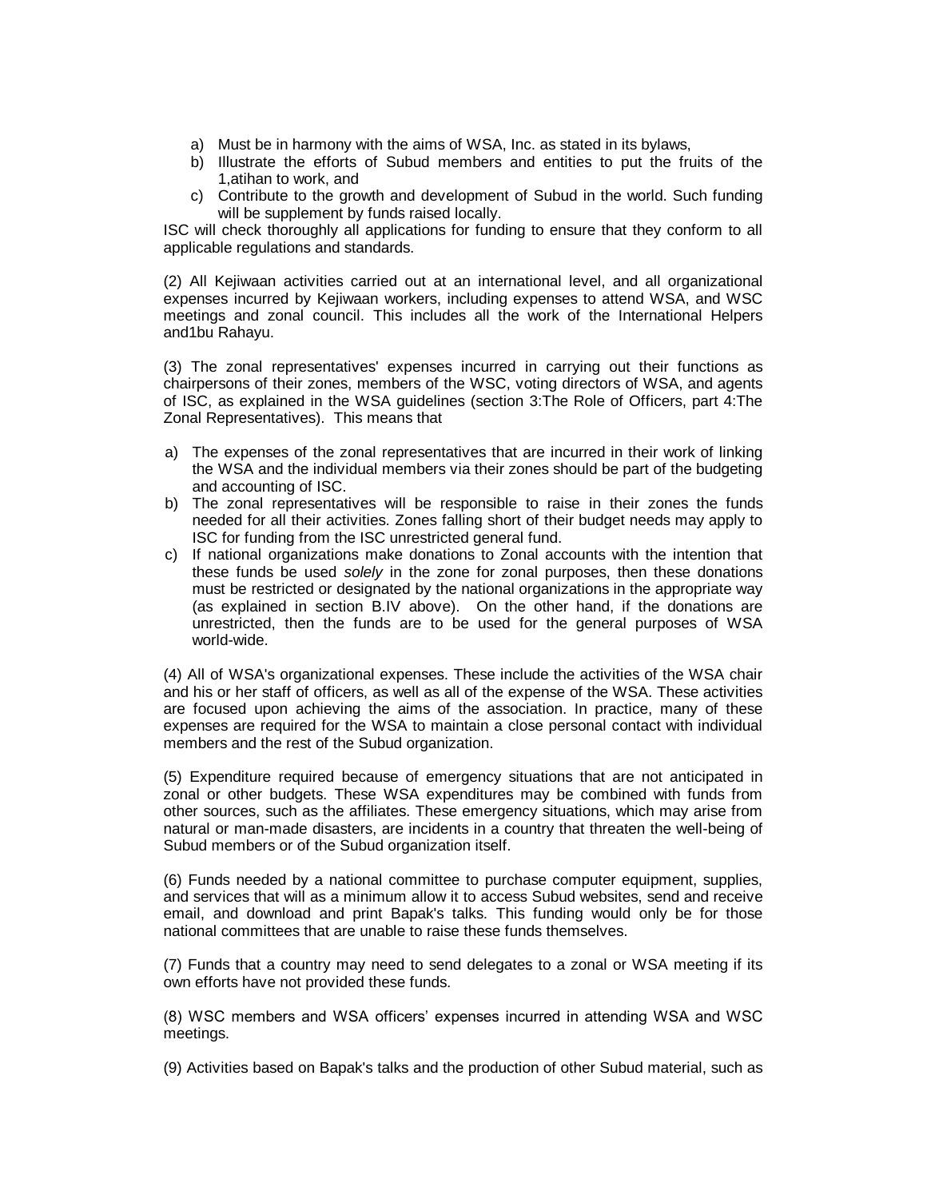a) Must be in harmony with the aims of WSA, Inc. as stated in its bylaws,
b) Illustrate the efforts of Subud members and entities to put the fruits of the 1,atihan to work, and
c) Contribute to the growth and development of Subud in the world. Such funding will be supplement by funds raised locally.

ISC will check thoroughly all applications for funding to ensure that they conform to all applicable regulations and standards.

(2) All Kejiwaan activities carried out at an international level, and all organizational expenses incurred by Kejiwaan workers, including expenses to attend WSA, and WSC meetings and zonal council. This includes all the work of the International Helpers and1bu Rahayu.

(3) The zonal representatives' expenses incurred in carrying out their functions as chairpersons of their zones, members of the WSC, voting directors of WSA, and agents of ISC, as explained in the WSA guidelines (section 3:The Role of Officers, part 4:The Zonal Representatives). This means that

a) The expenses of the zonal representatives that are incurred in their work of linking the WSA and the individual members via their zones should be part of the budgeting and accounting of ISC.
b) The zonal representatives will be responsible to raise in their zones the funds needed for all their activities. Zones falling short of their budget needs may apply to ISC for funding from the ISC unrestricted general fund.
c) If national organizations make donations to Zonal accounts with the intention that these funds be used *solely* in the zone for zonal purposes, then these donations must be restricted or designated by the national organizations in the appropriate way (as explained in section B.IV above). On the other hand, if the donations are unrestricted, then the funds are to be used for the general purposes of WSA world-wide.

(4) All of WSA's organizational expenses. These include the activities of the WSA chair and his or her staff of officers, as well as all of the expense of the WSA. These activities are focused upon achieving the aims of the association. In practice, many of these expenses are required for the WSA to maintain a close personal contact with individual members and the rest of the Subud organization.

(5) Expenditure required because of emergency situations that are not anticipated in zonal or other budgets. These WSA expenditures may be combined with funds from other sources, such as the affiliates. These emergency situations, which may arise from natural or man-made disasters, are incidents in a country that threaten the well-being of Subud members or of the Subud organization itself.

(6) Funds needed by a national committee to purchase computer equipment, supplies, and services that will as a minimum allow it to access Subud websites, send and receive email, and download and print Bapak's talks. This funding would only be for those national committees that are unable to raise these funds themselves.

(7) Funds that a country may need to send delegates to a zonal or WSA meeting if its own efforts have not provided these funds.

(8) WSC members and WSA officers' expenses incurred in attending WSA and WSC meetings.

(9) Activities based on Bapak's talks and the production of other Subud material, such as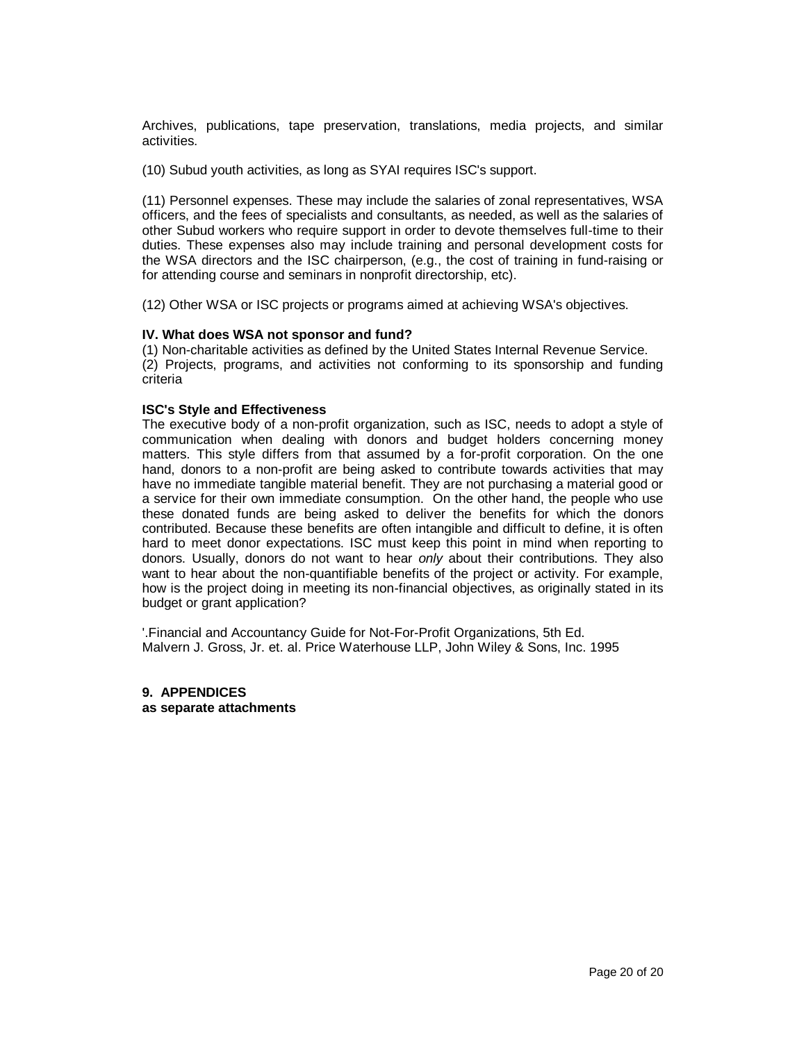Archives, publications, tape preservation, translations, media projects, and similar activities.

(10) Subud youth activities, as long as SYAI requires ISC's support.

(11) Personnel expenses. These may include the salaries of zonal representatives, WSA officers, and the fees of specialists and consultants, as needed, as well as the salaries of other Subud workers who require support in order to devote themselves full-time to their duties. These expenses also may include training and personal development costs for the WSA directors and the ISC chairperson, (e.g., the cost of training in fund-raising or for attending course and seminars in nonprofit directorship, etc).

(12) Other WSA or ISC projects or programs aimed at achieving WSA's objectives.

**IV. What does WSA not sponsor and fund?**

(1) Non-charitable activities as defined by the United States Internal Revenue Service.
(2) Projects, programs, and activities not conforming to its sponsorship and funding criteria

**ISC's Style and Effectiveness**

The executive body of a non-profit organization, such as ISC, needs to adopt a style of communication when dealing with donors and budget holders concerning money matters. This style differs from that assumed by a for-profit corporation. On the one hand, donors to a non-profit are being asked to contribute towards activities that may have no immediate tangible material benefit. They are not purchasing a material good or a service for their own immediate consumption. On the other hand, the people who use these donated funds are being asked to deliver the benefits for which the donors contributed. Because these benefits are often intangible and difficult to define, it is often hard to meet donor expectations. ISC must keep this point in mind when reporting to donors. Usually, donors do not want to hear *only* about their contributions. They also want to hear about the non-quantifiable benefits of the project or activity. For example, how is the project doing in meeting its non-financial objectives, as originally stated in its budget or grant application?

'.Financial and Accountancy Guide for Not-For-Profit Organizations, 5th Ed.
Malvern J. Gross, Jr. et. al. Price Waterhouse LLP, John Wiley & Sons, Inc. 1995

**9. APPENDICES**
**as separate attachments**